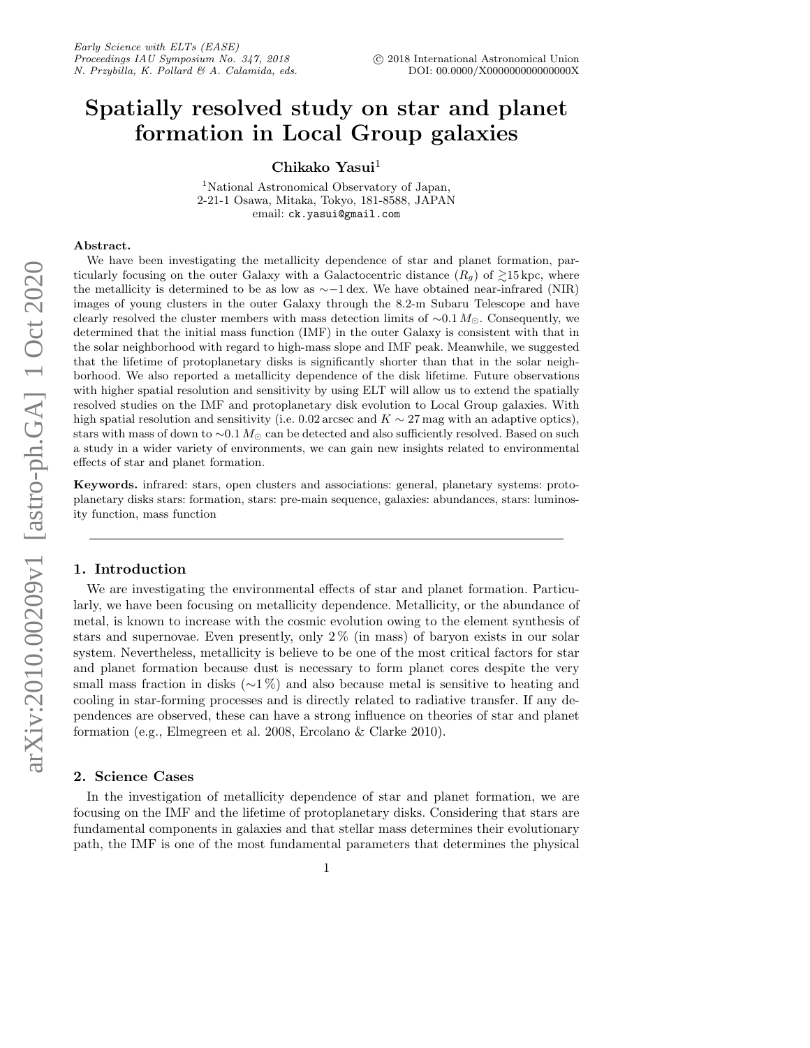# Spatially resolved study on star and planet formation in Local Group galaxies

**Chikako Yasui**[1]

[1]National Astronomical Observatory of Japan,
2-21-1 Osawa, Mitaka, Tokyo, 181-8588, JAPAN
email: ck.yasui@gmail.com

**Abstract.**
We have been investigating the metallicity dependence of star and planet formation, particularly focusing on the outer Galaxy with a Galactocentric distance ($R_g$) of $\gtrsim$15 kpc, where the metallicity is determined to be as low as $\sim$−1 dex. We have obtained near-infrared (NIR) images of young clusters in the outer Galaxy through the 8.2-m Subaru Telescope and have clearly resolved the cluster members with mass detection limits of $\sim$0.1 $M_\odot$. Consequently, we determined that the initial mass function (IMF) in the outer Galaxy is consistent with that in the solar neighborhood with regard to high-mass slope and IMF peak. Meanwhile, we suggested that the lifetime of protoplanetary disks is significantly shorter than that in the solar neighborhood. We also reported a metallicity dependence of the disk lifetime. Future observations with higher spatial resolution and sensitivity by using ELT will allow us to extend the spatially resolved studies on the IMF and protoplanetary disk evolution to Local Group galaxies. With high spatial resolution and sensitivity (i.e. 0.02 arcsec and $K \sim 27$ mag with an adaptive optics), stars with mass of down to $\sim$0.1 $M_\odot$ can be detected and also sufficiently resolved. Based on such a study in a wider variety of environments, we can gain new insights related to environmental effects of star and planet formation.

**Keywords.** infrared: stars, open clusters and associations: general, planetary systems: protoplanetary disks stars: formation, stars: pre-main sequence, galaxies: abundances, stars: luminosity function, mass function

## 1. Introduction

We are investigating the environmental effects of star and planet formation. Particularly, we have been focusing on metallicity dependence. Metallicity, or the abundance of metal, is known to increase with the cosmic evolution owing to the element synthesis of stars and supernovae. Even presently, only 2 % (in mass) of baryon exists in our solar system. Nevertheless, metallicity is believe to be one of the most critical factors for star and planet formation because dust is necessary to form planet cores despite the very small mass fraction in disks ($\sim$1 %) and also because metal is sensitive to heating and cooling in star-forming processes and is directly related to radiative transfer. If any dependences are observed, these can have a strong influence on theories of star and planet formation (e.g., Elmegreen et al. 2008, Ercolano & Clarke 2010).

## 2. Science Cases

In the investigation of metallicity dependence of star and planet formation, we are focusing on the IMF and the lifetime of protoplanetary disks. Considering that stars are fundamental components in galaxies and that stellar mass determines their evolutionary path, the IMF is one of the most fundamental parameters that determines the physical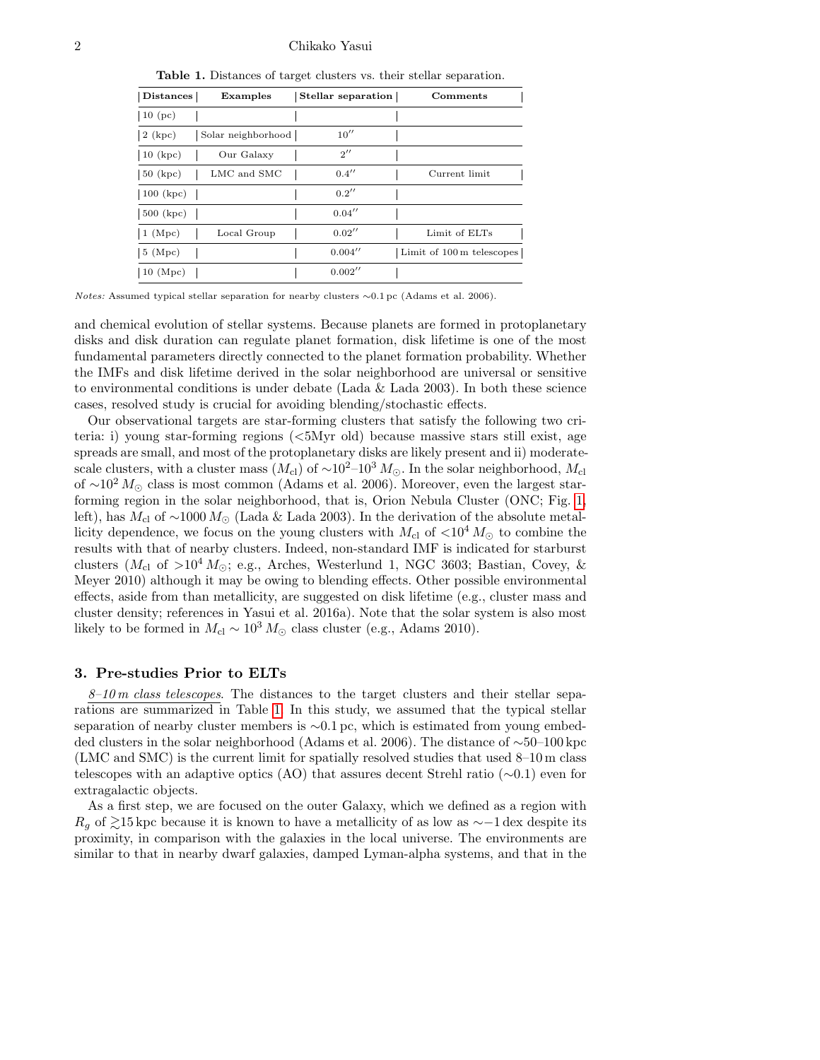**Table 1.** Distances of target clusters vs. their stellar separation.

| Distances | Examples | Stellar separation | Comments |
|---|---|---|---|
| 10 (pc) | | | |
| 2 (kpc) | Solar neighborhood | $10''$ | |
| 10 (kpc) | Our Galaxy | $2''$ | |
| 50 (kpc) | LMC and SMC | $0.4''$ | Current limit |
| 100 (kpc) | | $0.2''$ | |
| 500 (kpc) | | $0.04''$ | |
| 1 (Mpc) | Local Group | $0.02''$ | Limit of ELTs |
| 5 (Mpc) | | $0.004''$ | Limit of 100 m telescopes |
| 10 (Mpc) | | $0.002''$ | |

*Notes:* Assumed typical stellar separation for nearby clusters ~0.1 pc (Adams et al. 2006).

and chemical evolution of stellar systems. Because planets are formed in protoplanetary disks and disk duration can regulate planet formation, disk lifetime is one of the most fundamental parameters directly connected to the planet formation probability. Whether the IMFs and disk lifetime derived in the solar neighborhood are universal or sensitive to environmental conditions is under debate (Lada & Lada 2003). In both these science cases, resolved study is crucial for avoiding blending/stochastic effects.

Our observational targets are star-forming clusters that satisfy the following two criteria: i) young star-forming regions (<5Myr old) because massive stars still exist, age spreads are small, and most of the protoplanetary disks are likely present and ii) moderate-scale clusters, with a cluster mass ($M_{\rm cl}$) of $\sim10^2$–$10^3\,M_\odot$. In the solar neighborhood, $M_{\rm cl}$ of $\sim10^2\,M_\odot$ class is most common (Adams et al. 2006). Moreover, even the largest star-forming region in the solar neighborhood, that is, Orion Nebula Cluster (ONC; Fig. 1, left), has $M_{\rm cl}$ of $\sim1000\,M_\odot$ (Lada & Lada 2003). In the derivation of the absolute metallicity dependence, we focus on the young clusters with $M_{\rm cl}$ of $<10^4\,M_\odot$ to combine the results with that of nearby clusters. Indeed, non-standard IMF is indicated for starburst clusters ($M_{\rm cl}$ of $>10^4\,M_\odot$; e.g., Arches, Westerlund 1, NGC 3603; Bastian, Covey, & Meyer 2010) although it may be owing to blending effects. Other possible environmental effects, aside from than metallicity, are suggested on disk lifetime (e.g., cluster mass and cluster density; references in Yasui et al. 2016a). Note that the solar system is also most likely to be formed in $M_{\rm cl}\sim10^3\,M_\odot$ class cluster (e.g., Adams 2010).

## 3. Pre-studies Prior to ELTs

*8–10 m class telescopes*. The distances to the target clusters and their stellar separations are summarized in Table 1. In this study, we assumed that the typical stellar separation of nearby cluster members is ~0.1 pc, which is estimated from young embedded clusters in the solar neighborhood (Adams et al. 2006). The distance of ~50–100 kpc (LMC and SMC) is the current limit for spatially resolved studies that used 8–10 m class telescopes with an adaptive optics (AO) that assures decent Strehl ratio (~0.1) even for extragalactic objects.

As a first step, we are focused on the outer Galaxy, which we defined as a region with $R_g$ of $\gtrsim$15 kpc because it is known to have a metallicity of as low as $\sim-1$ dex despite its proximity, in comparison with the galaxies in the local universe. The environments are similar to that in nearby dwarf galaxies, damped Lyman-alpha systems, and that in the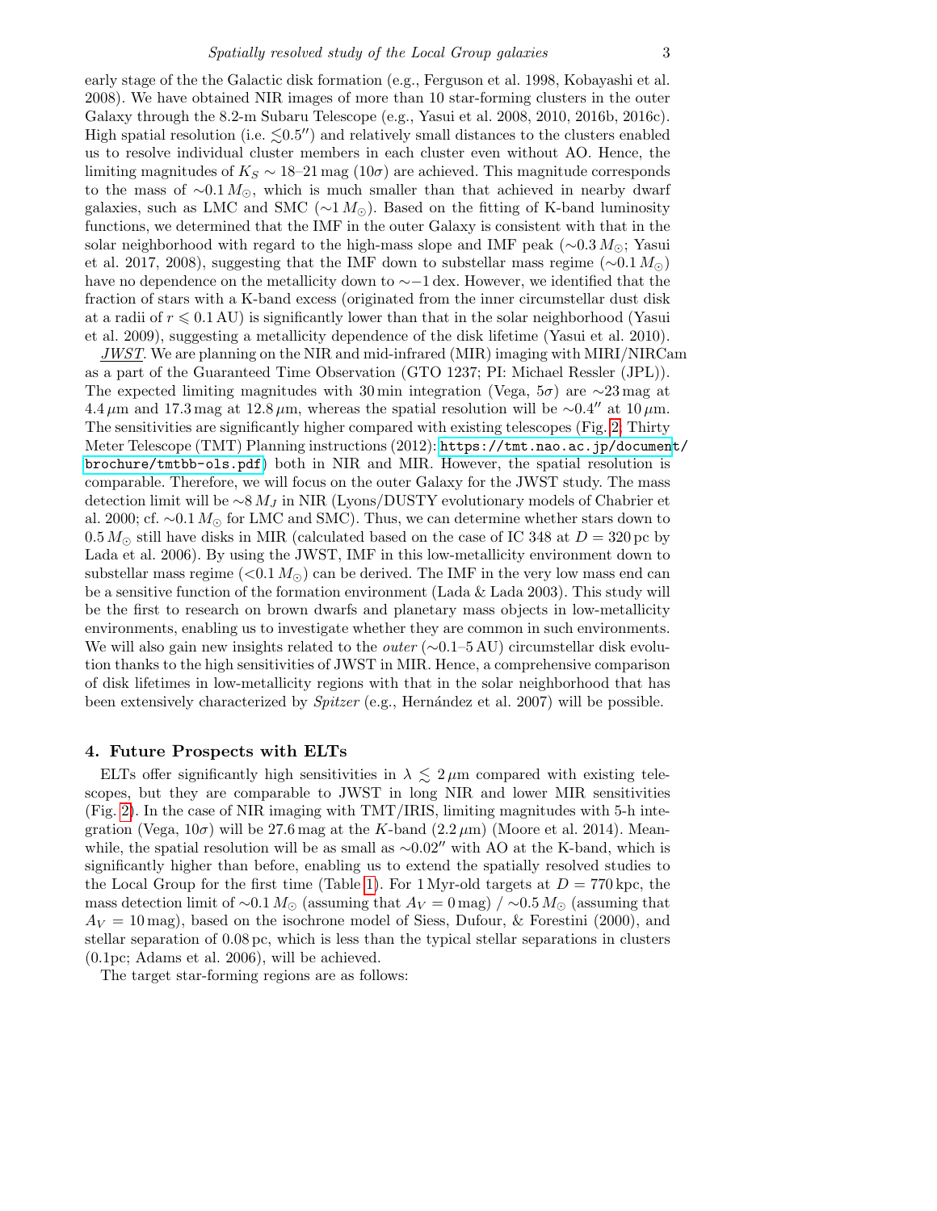early stage of the the Galactic disk formation (e.g., Ferguson et al. 1998, Kobayashi et al. 2008). We have obtained NIR images of more than 10 star-forming clusters in the outer Galaxy through the 8.2-m Subaru Telescope (e.g., Yasui et al. 2008, 2010, 2016b, 2016c). High spatial resolution (i.e. $\lesssim$0.5″) and relatively small distances to the clusters enabled us to resolve individual cluster members in each cluster even without AO. Hence, the limiting magnitudes of $K_S \sim$ 18–21 mag (10$\sigma$) are achieved. This magnitude corresponds to the mass of $\sim$0.1 $M_\odot$, which is much smaller than that achieved in nearby dwarf galaxies, such as LMC and SMC ($\sim$1 $M_\odot$). Based on the fitting of K-band luminosity functions, we determined that the IMF in the outer Galaxy is consistent with that in the solar neighborhood with regard to the high-mass slope and IMF peak ($\sim$0.3 $M_\odot$; Yasui et al. 2017, 2008), suggesting that the IMF down to substellar mass regime ($\sim$0.1 $M_\odot$) have no dependence on the metallicity down to $\sim -1$ dex. However, we identified that the fraction of stars with a K-band excess (originated from the inner circumstellar dust disk at a radii of $r \leqslant 0.1$ AU) is significantly lower than that in the solar neighborhood (Yasui et al. 2009), suggesting a metallicity dependence of the disk lifetime (Yasui et al. 2010).

*JWST*. We are planning on the NIR and mid-infrared (MIR) imaging with MIRI/NIRCam as a part of the Guaranteed Time Observation (GTO 1237; PI: Michael Ressler (JPL)). The expected limiting magnitudes with 30 min integration (Vega, 5$\sigma$) are $\sim$23 mag at 4.4 $\mu$m and 17.3 mag at 12.8 $\mu$m, whereas the spatial resolution will be $\sim$0.4″ at 10 $\mu$m. The sensitivities are significantly higher compared with existing telescopes (Fig. 2; Thirty Meter Telescope (TMT) Planning instructions (2012): https://tmt.nao.ac.jp/document/brochure/tmtbb-ols.pdf) both in NIR and MIR. However, the spatial resolution is comparable. Therefore, we will focus on the outer Galaxy for the JWST study. The mass detection limit will be $\sim$8 $M_J$ in NIR (Lyons/DUSTY evolutionary models of Chabrier et al. 2000; cf. $\sim$0.1 $M_\odot$ for LMC and SMC). Thus, we can determine whether stars down to 0.5 $M_\odot$ still have disks in MIR (calculated based on the case of IC 348 at $D = 320$ pc by Lada et al. 2006). By using the JWST, IMF in this low-metallicity environment down to substellar mass regime (<0.1 $M_\odot$) can be derived. The IMF in the very low mass end can be a sensitive function of the formation environment (Lada & Lada 2003). This study will be the first to research on brown dwarfs and planetary mass objects in low-metallicity environments, enabling us to investigate whether they are common in such environments. We will also gain new insights related to the *outer* ($\sim$0.1–5 AU) circumstellar disk evolution thanks to the high sensitivities of JWST in MIR. Hence, a comprehensive comparison of disk lifetimes in low-metallicity regions with that in the solar neighborhood that has been extensively characterized by *Spitzer* (e.g., Hernández et al. 2007) will be possible.

## 4. Future Prospects with ELTs

ELTs offer significantly high sensitivities in $\lambda \lesssim 2\,\mu$m compared with existing telescopes, but they are comparable to JWST in long NIR and lower MIR sensitivities (Fig. 2). In the case of NIR imaging with TMT/IRIS, limiting magnitudes with 5-h integration (Vega, 10$\sigma$) will be 27.6 mag at the $K$-band (2.2 $\mu$m) (Moore et al. 2014). Meanwhile, the spatial resolution will be as small as $\sim$0.02″ with AO at the K-band, which is significantly higher than before, enabling us to extend the spatially resolved studies to the Local Group for the first time (Table 1). For 1 Myr-old targets at $D = 770$ kpc, the mass detection limit of $\sim$0.1 $M_\odot$ (assuming that $A_V = 0$ mag) / $\sim$0.5 $M_\odot$ (assuming that $A_V = 10$ mag), based on the isochrone model of Siess, Dufour, & Forestini (2000), and stellar separation of 0.08 pc, which is less than the typical stellar separations in clusters (0.1pc; Adams et al. 2006), will be achieved.

The target star-forming regions are as follows: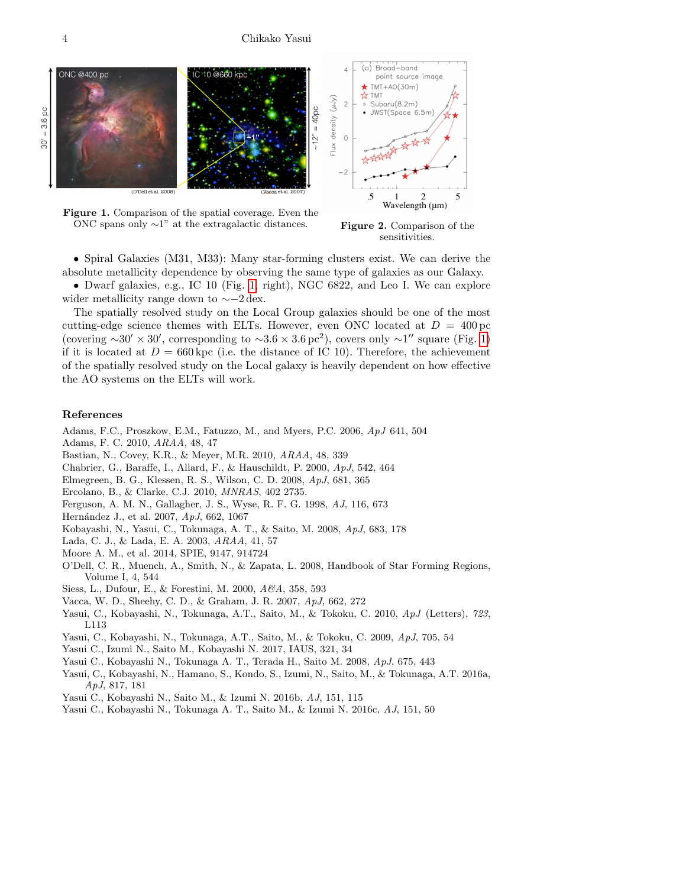ONC @400 pc

30' = 3.6 pc

(O'Dell et al. 2008)

IC 10 @660 kpc

~1"

~12" = 40pc

(Vacca et al. 2007)

**Figure 1.** Comparison of the spatial coverage. Even the ONC spans only ∼1" at the extragalactic distances.

(a) Broad−band point source image

TMT+AO(30m)

TMT

Subaru(8.2m)

JWST(Space 6.5m)

Flux density (μJy)

4

2

0

−2

.5

1

2

5

Wavelength (μm)

**Figure 2.** Comparison of the sensitivities.

- Spiral Galaxies (M31, M33): Many star-forming clusters exist. We can derive the absolute metallicity dependence by observing the same type of galaxies as our Galaxy.
- Dwarf galaxies, e.g., IC 10 (Fig. 1, right), NGC 6822, and Leo I. We can explore wider metallicity range down to $\sim -2$ dex.

The spatially resolved study on the Local Group galaxies should be one of the most cutting-edge science themes with ELTs. However, even ONC located at $D = 400$ pc (covering $\sim 30' \times 30'$, corresponding to $\sim 3.6 \times 3.6\,\text{pc}^2$), covers only $\sim 1''$ square (Fig. 1) if it is located at $D = 660$ kpc (i.e. the distance of IC 10). Therefore, the achievement of the spatially resolved study on the Local galaxy is heavily dependent on how effective the AO systems on the ELTs will work.

## References

Adams, F.C., Proszkow, E.M., Fatuzzo, M., and Myers, P.C. 2006, *ApJ* 641, 504
Adams, F. C. 2010, *ARAA*, 48, 47
Bastian, N., Covey, K.R., & Meyer, M.R. 2010, *ARAA*, 48, 339
Chabrier, G., Baraffe, I., Allard, F., & Hauschildt, P. 2000, *ApJ*, 542, 464
Elmegreen, B. G., Klessen, R. S., Wilson, C. D. 2008, *ApJ*, 681, 365
Ercolano, B., & Clarke, C.J. 2010, *MNRAS*, 402 2735.
Ferguson, A. M. N., Gallagher, J. S., Wyse, R. F. G. 1998, *AJ*, 116, 673
Hernández J., et al. 2007, *ApJ*, 662, 1067
Kobayashi, N., Yasui, C., Tokunaga, A. T., & Saito, M. 2008, *ApJ*, 683, 178
Lada, C. J., & Lada, E. A. 2003, *ARAA*, 41, 57
Moore A. M., et al. 2014, SPIE, 9147, 914724
O'Dell, C. R., Muench, A., Smith, N., & Zapata, L. 2008, Handbook of Star Forming Regions, Volume I, 4, 544
Siess, L., Dufour, E., & Forestini, M. 2000, *A&A*, 358, 593
Vacca, W. D., Sheehy, C. D., & Graham, J. R. 2007, *ApJ*, 662, 272
Yasui, C., Kobayashi, N., Tokunaga, A.T., Saito, M., & Tokoku, C. 2010, *ApJ* (Letters), *723*, L113
Yasui, C., Kobayashi, N., Tokunaga, A.T., Saito, M., & Tokoku, C. 2009, *ApJ*, 705, 54
Yasui C., Izumi N., Saito M., Kobayashi N. 2017, IAUS, 321, 34
Yasui C., Kobayashi N., Tokunaga A. T., Terada H., Saito M. 2008, *ApJ*, 675, 443
Yasui, C., Kobayashi, N., Hamano, S., Kondo, S., Izumi, N., Saito, M., & Tokunaga, A.T. 2016a, *ApJ*, 817, 181
Yasui C., Kobayashi N., Saito M., & Izumi N. 2016b, *AJ*, 151, 115
Yasui C., Kobayashi N., Tokunaga A. T., Saito M., & Izumi N. 2016c, *AJ*, 151, 50